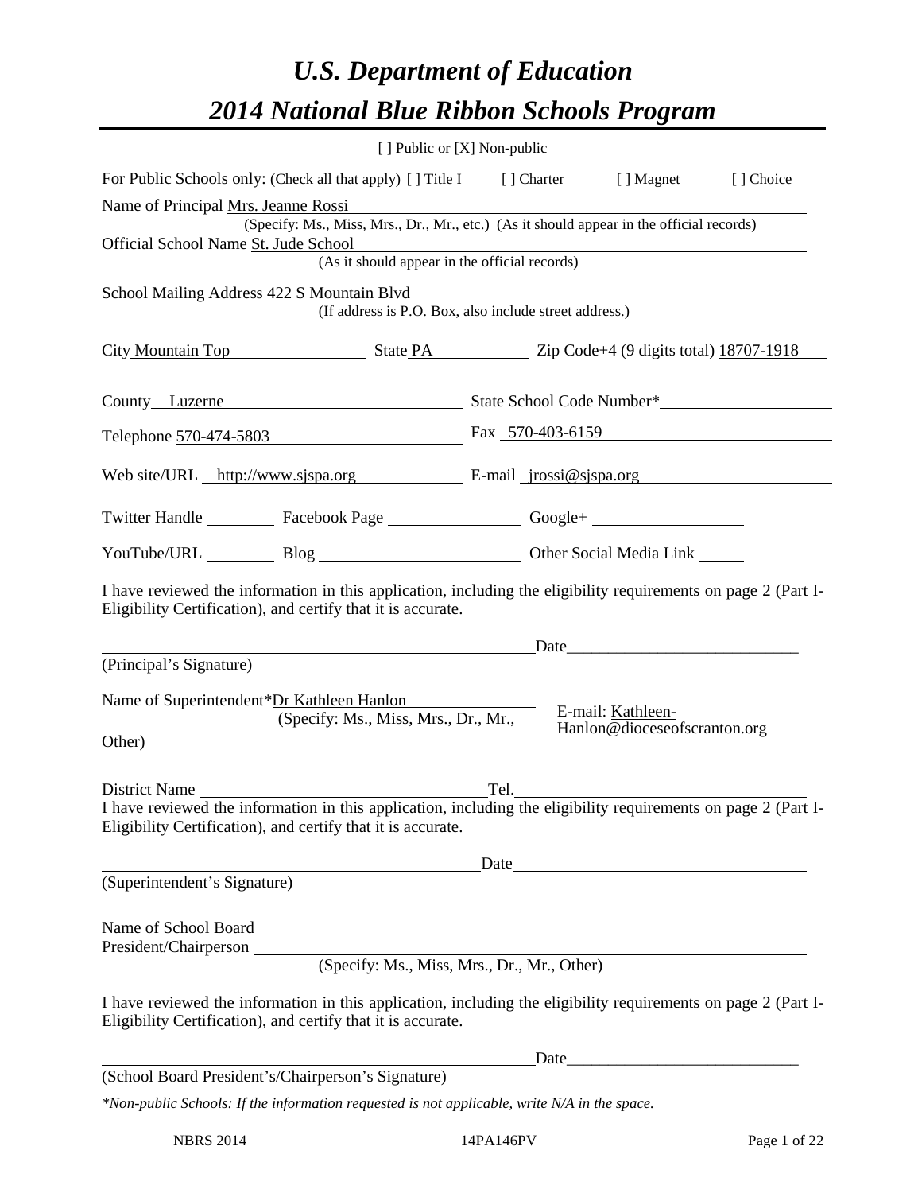# U.S. Department of Education

# 2014 National Blue Ribbon Schools Program

[ ] Public or [X] Non-public

For Public Schools only: (Check all that apply) [ ] Title I [ ] Charter [ ] Magnet [ ] Choice

Name of Principal Mrs. Jeanne Rossi
(Specify: Ms., Miss, Mrs., Dr., Mr., etc.) (As it should appear in the official records)

Official School Name St. Jude School
(As it should appear in the official records)

School Mailing Address 422 S Mountain Blvd
(If address is P.O. Box, also include street address.)

City Mountain Top State PA Zip Code+4 (9 digits total) 18707-1918

County Luzerne State School Code Number*

Telephone 570-474-5803 Fax 570-403-6159

Web site/URL http://www.sjspa.org E-mail jrossi@sjspa.org

Twitter Handle Facebook Page Google+

YouTube/URL Blog Other Social Media Link

I have reviewed the information in this application, including the eligibility requirements on page 2 (Part I-Eligibility Certification), and certify that it is accurate.

Date

(Principal's Signature)

Name of Superintendent*Dr Kathleen Hanlon
(Specify: Ms., Miss, Mrs., Dr., Mr., Other)

E-mail: Kathleen-Hanlon@dioceseofscranton.org

District Name Tel.

I have reviewed the information in this application, including the eligibility requirements on page 2 (Part I-Eligibility Certification), and certify that it is accurate.

Date

(Superintendent's Signature)

Name of School Board President/Chairperson
(Specify: Ms., Miss, Mrs., Dr., Mr., Other)

I have reviewed the information in this application, including the eligibility requirements on page 2 (Part I-Eligibility Certification), and certify that it is accurate.

Date

(School Board President's/Chairperson's Signature)

*\*Non-public Schools: If the information requested is not applicable, write N/A in the space.*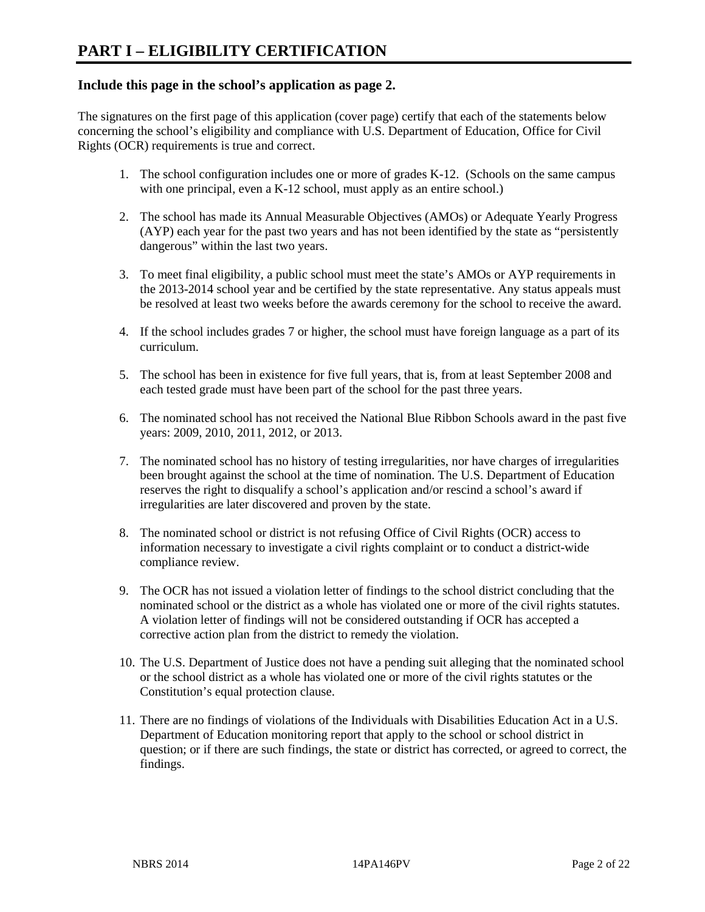# PART I – ELIGIBILITY CERTIFICATION

### Include this page in the school's application as page 2.

The signatures on the first page of this application (cover page) certify that each of the statements below concerning the school's eligibility and compliance with U.S. Department of Education, Office for Civil Rights (OCR) requirements is true and correct.

1. The school configuration includes one or more of grades K-12. (Schools on the same campus with one principal, even a K-12 school, must apply as an entire school.)

2. The school has made its Annual Measurable Objectives (AMOs) or Adequate Yearly Progress (AYP) each year for the past two years and has not been identified by the state as "persistently dangerous" within the last two years.

3. To meet final eligibility, a public school must meet the state's AMOs or AYP requirements in the 2013-2014 school year and be certified by the state representative. Any status appeals must be resolved at least two weeks before the awards ceremony for the school to receive the award.

4. If the school includes grades 7 or higher, the school must have foreign language as a part of its curriculum.

5. The school has been in existence for five full years, that is, from at least September 2008 and each tested grade must have been part of the school for the past three years.

6. The nominated school has not received the National Blue Ribbon Schools award in the past five years: 2009, 2010, 2011, 2012, or 2013.

7. The nominated school has no history of testing irregularities, nor have charges of irregularities been brought against the school at the time of nomination. The U.S. Department of Education reserves the right to disqualify a school's application and/or rescind a school's award if irregularities are later discovered and proven by the state.

8. The nominated school or district is not refusing Office of Civil Rights (OCR) access to information necessary to investigate a civil rights complaint or to conduct a district-wide compliance review.

9. The OCR has not issued a violation letter of findings to the school district concluding that the nominated school or the district as a whole has violated one or more of the civil rights statutes. A violation letter of findings will not be considered outstanding if OCR has accepted a corrective action plan from the district to remedy the violation.

10. The U.S. Department of Justice does not have a pending suit alleging that the nominated school or the school district as a whole has violated one or more of the civil rights statutes or the Constitution's equal protection clause.

11. There are no findings of violations of the Individuals with Disabilities Education Act in a U.S. Department of Education monitoring report that apply to the school or school district in question; or if there are such findings, the state or district has corrected, or agreed to correct, the findings.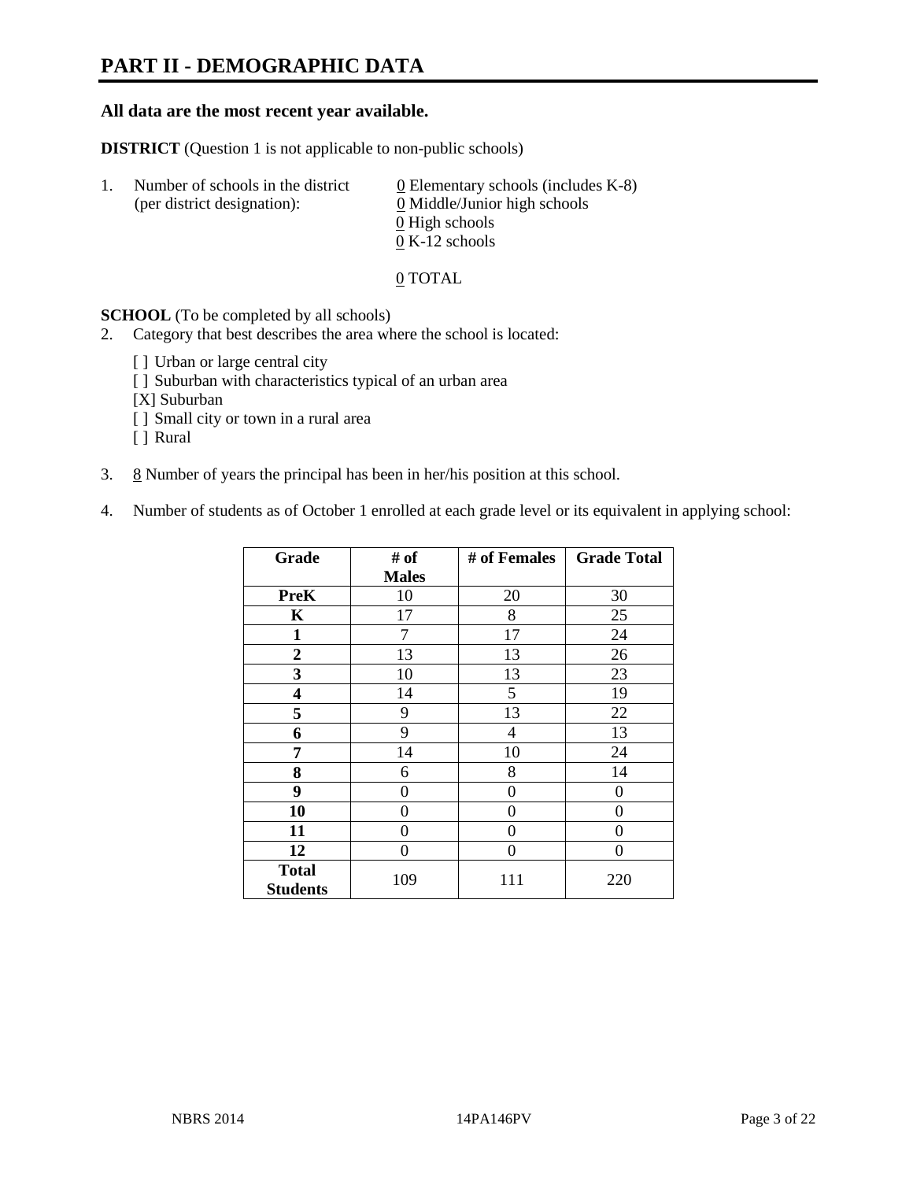# PART II - DEMOGRAPHIC DATA

**All data are the most recent year available.**

**DISTRICT** (Question 1 is not applicable to non-public schools)

1. Number of schools in the district (per district designation):
   0 Elementary schools (includes K-8)
   0 Middle/Junior high schools
   0 High schools
   0 K-12 schools

   0 TOTAL

**SCHOOL** (To be completed by all schools)

2. Category that best describes the area where the school is located:

   [ ] Urban or large central city
   [ ] Suburban with characteristics typical of an urban area
   [X] Suburban
   [ ] Small city or town in a rural area
   [ ] Rural

3. 8 Number of years the principal has been in her/his position at this school.

4. Number of students as of October 1 enrolled at each grade level or its equivalent in applying school:

| Grade | # of Males | # of Females | Grade Total |
|---|---|---|---|
| **PreK** | 10 | 20 | 30 |
| **K** | 17 | 8 | 25 |
| **1** | 7 | 17 | 24 |
| **2** | 13 | 13 | 26 |
| **3** | 10 | 13 | 23 |
| **4** | 14 | 5 | 19 |
| **5** | 9 | 13 | 22 |
| **6** | 9 | 4 | 13 |
| **7** | 14 | 10 | 24 |
| **8** | 6 | 8 | 14 |
| **9** | 0 | 0 | 0 |
| **10** | 0 | 0 | 0 |
| **11** | 0 | 0 | 0 |
| **12** | 0 | 0 | 0 |
| **Total Students** | 109 | 111 | 220 |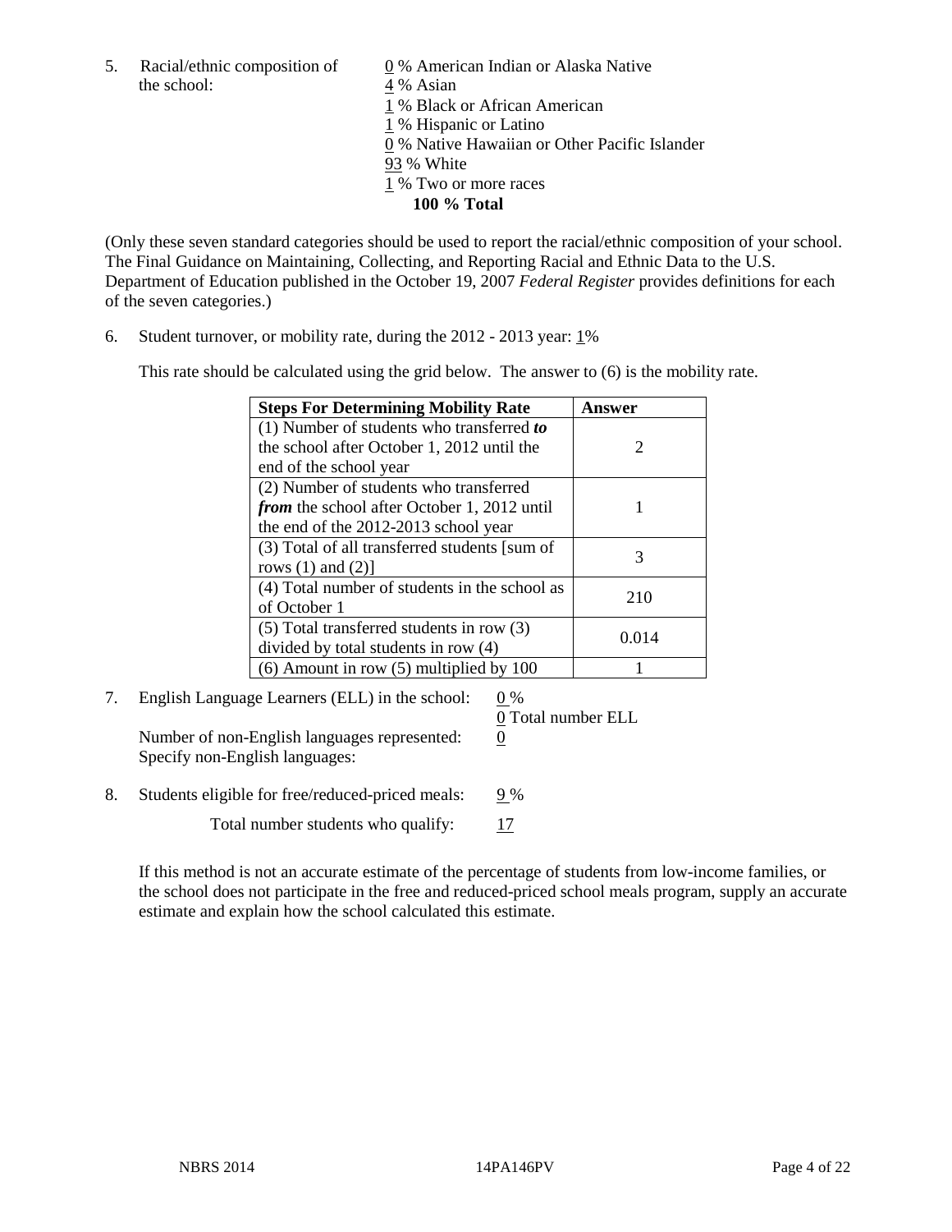5. Racial/ethnic composition of the school:

0 % American Indian or Alaska Native
4 % Asian
1 % Black or African American
1 % Hispanic or Latino
0 % Native Hawaiian or Other Pacific Islander
93 % White
1 % Two or more races
**100 % Total**

(Only these seven standard categories should be used to report the racial/ethnic composition of your school. The Final Guidance on Maintaining, Collecting, and Reporting Racial and Ethnic Data to the U.S. Department of Education published in the October 19, 2007 *Federal Register* provides definitions for each of the seven categories.)

6. Student turnover, or mobility rate, during the 2012 - 2013 year: 1%

This rate should be calculated using the grid below. The answer to (6) is the mobility rate.

| **Steps For Determining Mobility Rate** | **Answer** |
|---|---|
| (1) Number of students who transferred ***to*** the school after October 1, 2012 until the end of the school year | 2 |
| (2) Number of students who transferred ***from*** the school after October 1, 2012 until the end of the 2012-2013 school year | 1 |
| (3) Total of all transferred students [sum of rows (1) and (2)] | 3 |
| (4) Total number of students in the school as of October 1 | 210 |
| (5) Total transferred students in row (3) divided by total students in row (4) | 0.014 |
| (6) Amount in row (5) multiplied by 100 | 1 |

7. English Language Learners (ELL) in the school: 0 %
0 Total number ELL

Number of non-English languages represented: 0
Specify non-English languages:

8. Students eligible for free/reduced-priced meals: 9 %

Total number students who qualify: 17

If this method is not an accurate estimate of the percentage of students from low-income families, or the school does not participate in the free and reduced-priced school meals program, supply an accurate estimate and explain how the school calculated this estimate.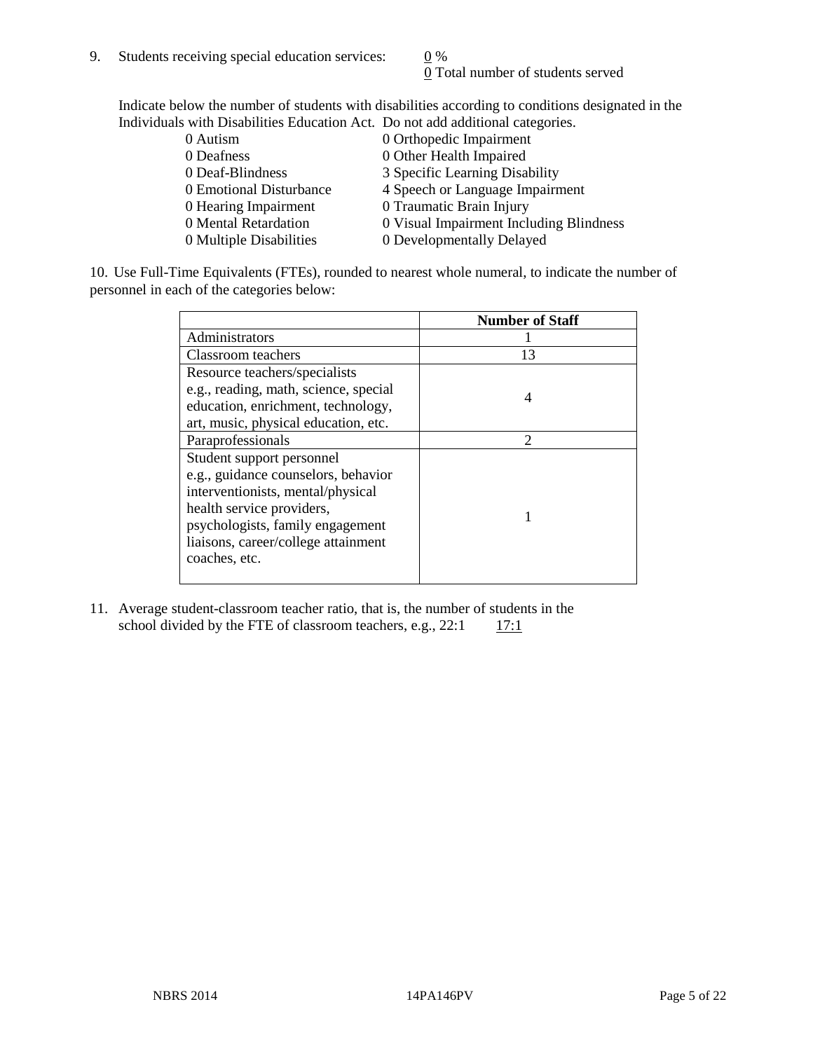9. Students receiving special education services: 0 %

   0 Total number of students served

   Indicate below the number of students with disabilities according to conditions designated in the Individuals with Disabilities Education Act. Do not add additional categories.

| | |
|---|---|
| 0 Autism | 0 Orthopedic Impairment |
| 0 Deafness | 0 Other Health Impaired |
| 0 Deaf-Blindness | 3 Specific Learning Disability |
| 0 Emotional Disturbance | 4 Speech or Language Impairment |
| 0 Hearing Impairment | 0 Traumatic Brain Injury |
| 0 Mental Retardation | 0 Visual Impairment Including Blindness |
| 0 Multiple Disabilities | 0 Developmentally Delayed |

10. Use Full-Time Equivalents (FTEs), rounded to nearest whole numeral, to indicate the number of personnel in each of the categories below:

| | Number of Staff |
|---|---|
| Administrators | 1 |
| Classroom teachers | 13 |
| Resource teachers/specialists e.g., reading, math, science, special education, enrichment, technology, art, music, physical education, etc. | 4 |
| Paraprofessionals | 2 |
| Student support personnel e.g., guidance counselors, behavior interventionists, mental/physical health service providers, psychologists, family engagement liaisons, career/college attainment coaches, etc. | 1 |

11. Average student-classroom teacher ratio, that is, the number of students in the school divided by the FTE of classroom teachers, e.g., 22:1 17:1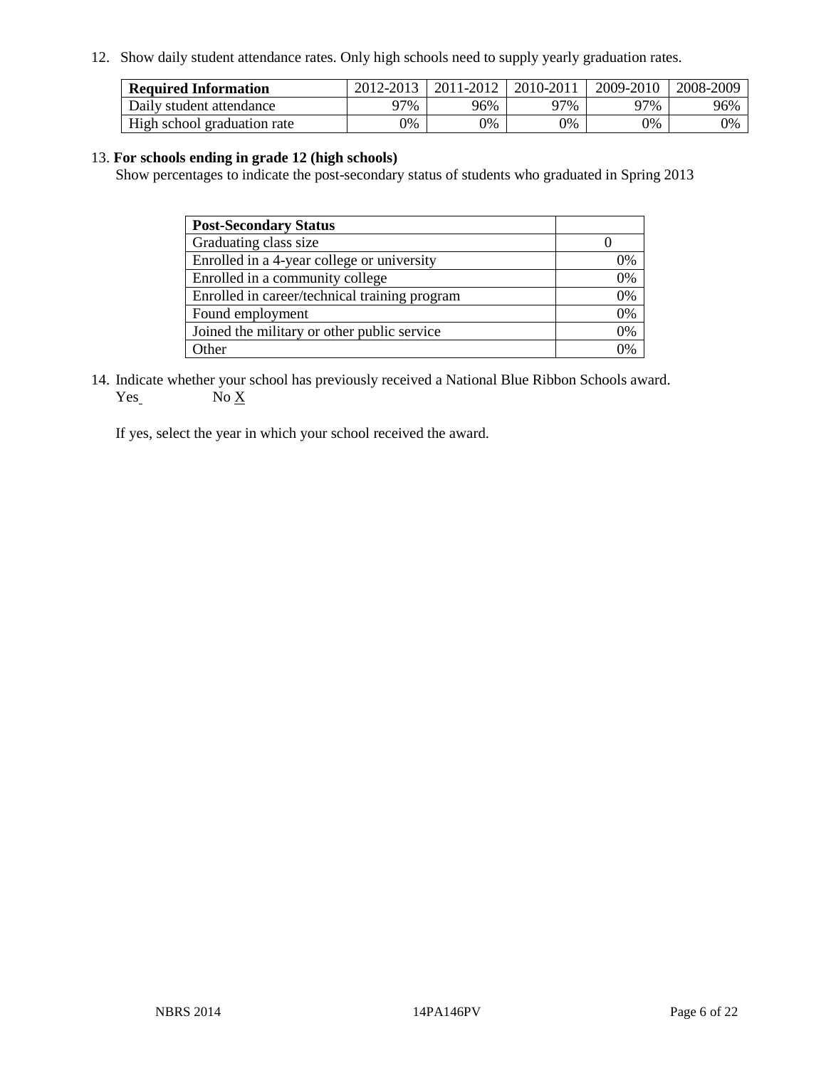12. Show daily student attendance rates. Only high schools need to supply yearly graduation rates.

| **Required Information** | 2012-2013 | 2011-2012 | 2010-2011 | 2009-2010 | 2008-2009 |
|---|---|---|---|---|---|
| Daily student attendance | 97% | 96% | 97% | 97% | 96% |
| High school graduation rate | 0% | 0% | 0% | 0% | 0% |

13. **For schools ending in grade 12 (high schools)**
Show percentages to indicate the post-secondary status of students who graduated in Spring 2013

| **Post-Secondary Status** | |
|---|---|
| Graduating class size | 0 |
| Enrolled in a 4-year college or university | 0% |
| Enrolled in a community college | 0% |
| Enrolled in career/technical training program | 0% |
| Found employment | 0% |
| Joined the military or other public service | 0% |
| Other | 0% |

14. Indicate whether your school has previously received a National Blue Ribbon Schools award.
Yes No X

If yes, select the year in which your school received the award.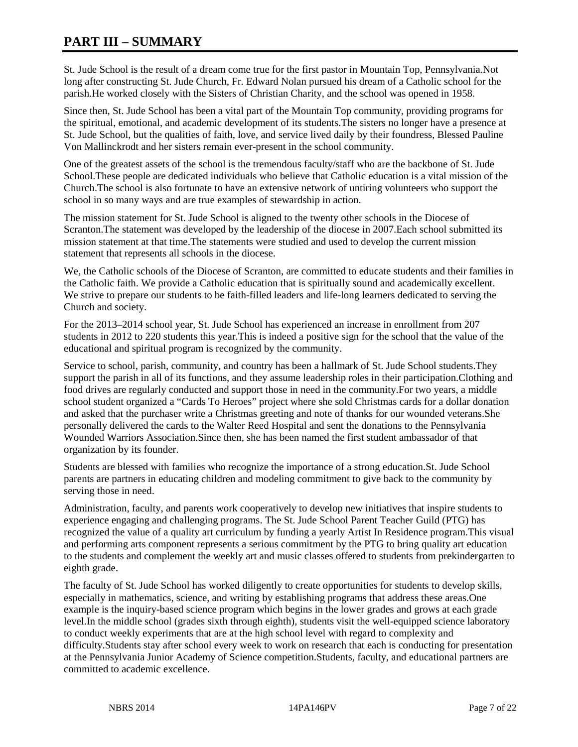# PART III – SUMMARY

St. Jude School is the result of a dream come true for the first pastor in Mountain Top, Pennsylvania.Not long after constructing St. Jude Church, Fr. Edward Nolan pursued his dream of a Catholic school for the parish.He worked closely with the Sisters of Christian Charity, and the school was opened in 1958.

Since then, St. Jude School has been a vital part of the Mountain Top community, providing programs for the spiritual, emotional, and academic development of its students.The sisters no longer have a presence at St. Jude School, but the qualities of faith, love, and service lived daily by their foundress, Blessed Pauline Von Mallinckrodt and her sisters remain ever-present in the school community.

One of the greatest assets of the school is the tremendous faculty/staff who are the backbone of St. Jude School.These people are dedicated individuals who believe that Catholic education is a vital mission of the Church.The school is also fortunate to have an extensive network of untiring volunteers who support the school in so many ways and are true examples of stewardship in action.

The mission statement for St. Jude School is aligned to the twenty other schools in the Diocese of Scranton.The statement was developed by the leadership of the diocese in 2007.Each school submitted its mission statement at that time.The statements were studied and used to develop the current mission statement that represents all schools in the diocese.

We, the Catholic schools of the Diocese of Scranton, are committed to educate students and their families in the Catholic faith. We provide a Catholic education that is spiritually sound and academically excellent. We strive to prepare our students to be faith-filled leaders and life-long learners dedicated to serving the Church and society.

For the 2013–2014 school year, St. Jude School has experienced an increase in enrollment from 207 students in 2012 to 220 students this year.This is indeed a positive sign for the school that the value of the educational and spiritual program is recognized by the community.

Service to school, parish, community, and country has been a hallmark of St. Jude School students.They support the parish in all of its functions, and they assume leadership roles in their participation.Clothing and food drives are regularly conducted and support those in need in the community.For two years, a middle school student organized a "Cards To Heroes" project where she sold Christmas cards for a dollar donation and asked that the purchaser write a Christmas greeting and note of thanks for our wounded veterans.She personally delivered the cards to the Walter Reed Hospital and sent the donations to the Pennsylvania Wounded Warriors Association.Since then, she has been named the first student ambassador of that organization by its founder.

Students are blessed with families who recognize the importance of a strong education.St. Jude School parents are partners in educating children and modeling commitment to give back to the community by serving those in need.

Administration, faculty, and parents work cooperatively to develop new initiatives that inspire students to experience engaging and challenging programs. The St. Jude School Parent Teacher Guild (PTG) has recognized the value of a quality art curriculum by funding a yearly Artist In Residence program.This visual and performing arts component represents a serious commitment by the PTG to bring quality art education to the students and complement the weekly art and music classes offered to students from prekindergarten to eighth grade.

The faculty of St. Jude School has worked diligently to create opportunities for students to develop skills, especially in mathematics, science, and writing by establishing programs that address these areas.One example is the inquiry-based science program which begins in the lower grades and grows at each grade level.In the middle school (grades sixth through eighth), students visit the well-equipped science laboratory to conduct weekly experiments that are at the high school level with regard to complexity and difficulty.Students stay after school every week to work on research that each is conducting for presentation at the Pennsylvania Junior Academy of Science competition.Students, faculty, and educational partners are committed to academic excellence.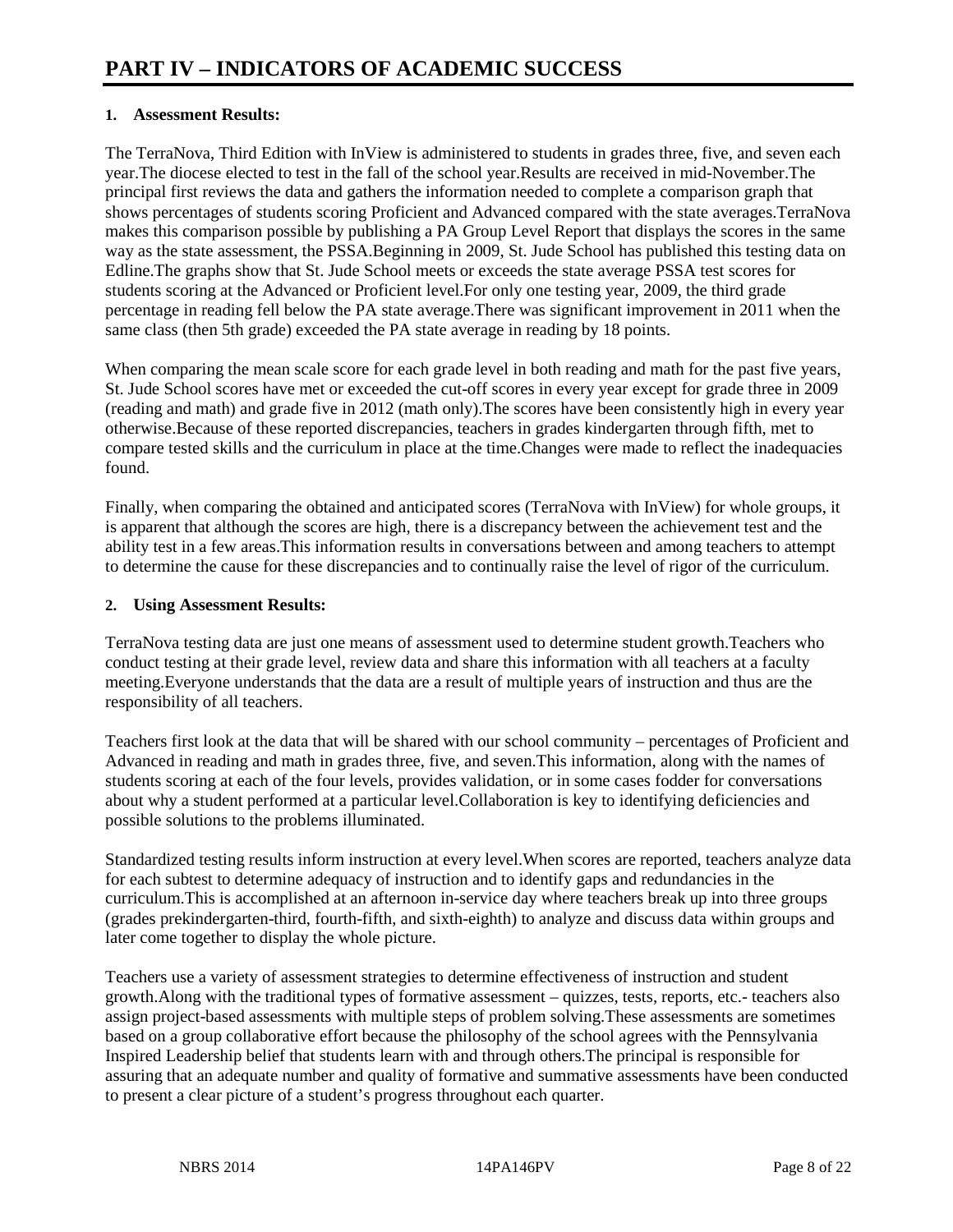# PART IV – INDICATORS OF ACADEMIC SUCCESS

**1. Assessment Results:**

The TerraNova, Third Edition with InView is administered to students in grades three, five, and seven each year.The diocese elected to test in the fall of the school year.Results are received in mid-November.The principal first reviews the data and gathers the information needed to complete a comparison graph that shows percentages of students scoring Proficient and Advanced compared with the state averages.TerraNova makes this comparison possible by publishing a PA Group Level Report that displays the scores in the same way as the state assessment, the PSSA.Beginning in 2009, St. Jude School has published this testing data on Edline.The graphs show that St. Jude School meets or exceeds the state average PSSA test scores for students scoring at the Advanced or Proficient level.For only one testing year, 2009, the third grade percentage in reading fell below the PA state average.There was significant improvement in 2011 when the same class (then 5th grade) exceeded the PA state average in reading by 18 points.

When comparing the mean scale score for each grade level in both reading and math for the past five years, St. Jude School scores have met or exceeded the cut-off scores in every year except for grade three in 2009 (reading and math) and grade five in 2012 (math only).The scores have been consistently high in every year otherwise.Because of these reported discrepancies, teachers in grades kindergarten through fifth, met to compare tested skills and the curriculum in place at the time.Changes were made to reflect the inadequacies found.

Finally, when comparing the obtained and anticipated scores (TerraNova with InView) for whole groups, it is apparent that although the scores are high, there is a discrepancy between the achievement test and the ability test in a few areas.This information results in conversations between and among teachers to attempt to determine the cause for these discrepancies and to continually raise the level of rigor of the curriculum.

**2. Using Assessment Results:**

TerraNova testing data are just one means of assessment used to determine student growth.Teachers who conduct testing at their grade level, review data and share this information with all teachers at a faculty meeting.Everyone understands that the data are a result of multiple years of instruction and thus are the responsibility of all teachers.

Teachers first look at the data that will be shared with our school community – percentages of Proficient and Advanced in reading and math in grades three, five, and seven.This information, along with the names of students scoring at each of the four levels, provides validation, or in some cases fodder for conversations about why a student performed at a particular level.Collaboration is key to identifying deficiencies and possible solutions to the problems illuminated.

Standardized testing results inform instruction at every level.When scores are reported, teachers analyze data for each subtest to determine adequacy of instruction and to identify gaps and redundancies in the curriculum.This is accomplished at an afternoon in-service day where teachers break up into three groups (grades prekindergarten-third, fourth-fifth, and sixth-eighth) to analyze and discuss data within groups and later come together to display the whole picture.

Teachers use a variety of assessment strategies to determine effectiveness of instruction and student growth.Along with the traditional types of formative assessment – quizzes, tests, reports, etc.- teachers also assign project-based assessments with multiple steps of problem solving.These assessments are sometimes based on a group collaborative effort because the philosophy of the school agrees with the Pennsylvania Inspired Leadership belief that students learn with and through others.The principal is responsible for assuring that an adequate number and quality of formative and summative assessments have been conducted to present a clear picture of a student's progress throughout each quarter.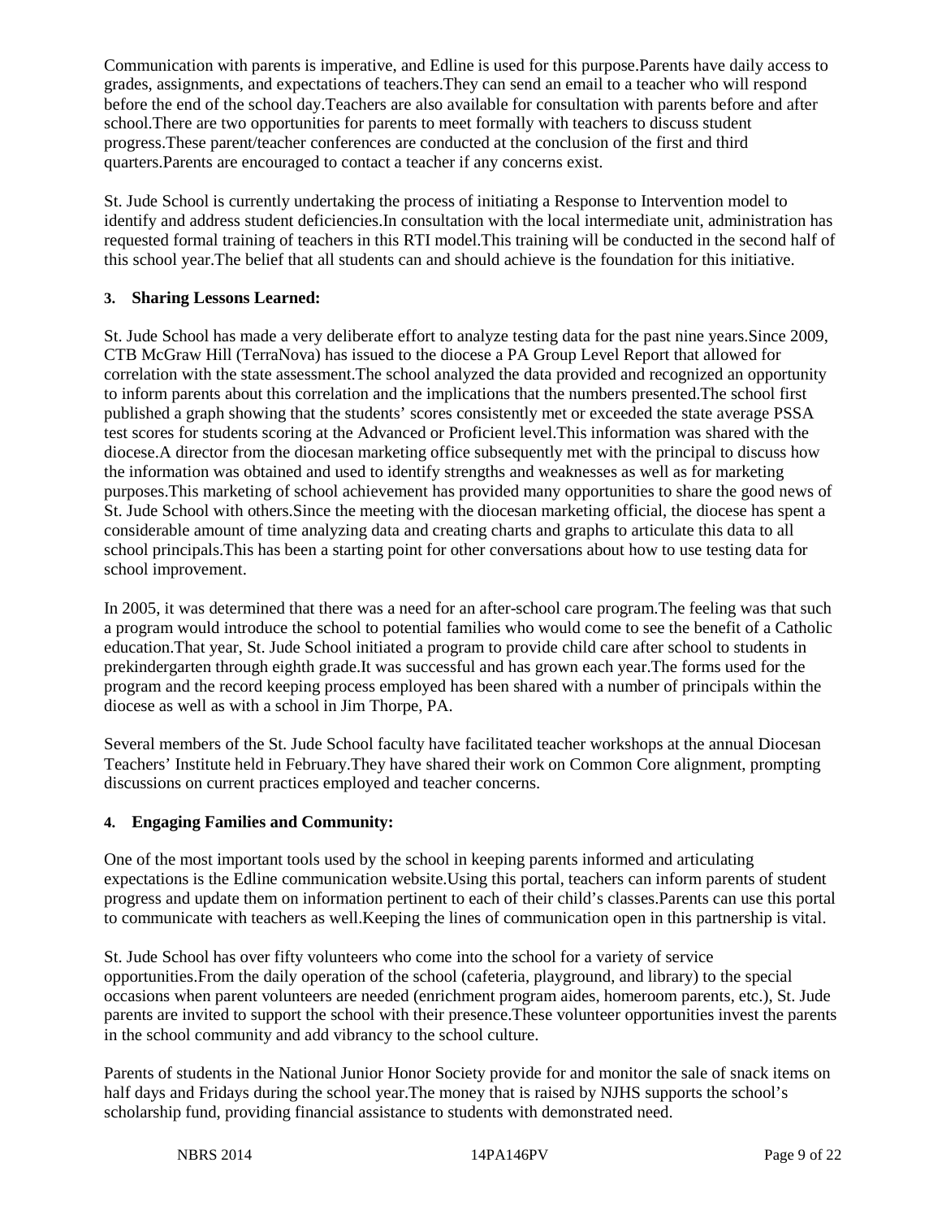Communication with parents is imperative, and Edline is used for this purpose.Parents have daily access to grades, assignments, and expectations of teachers.They can send an email to a teacher who will respond before the end of the school day.Teachers are also available for consultation with parents before and after school.There are two opportunities for parents to meet formally with teachers to discuss student progress.These parent/teacher conferences are conducted at the conclusion of the first and third quarters.Parents are encouraged to contact a teacher if any concerns exist.

St. Jude School is currently undertaking the process of initiating a Response to Intervention model to identify and address student deficiencies.In consultation with the local intermediate unit, administration has requested formal training of teachers in this RTI model.This training will be conducted in the second half of this school year.The belief that all students can and should achieve is the foundation for this initiative.

**3. Sharing Lessons Learned:**

St. Jude School has made a very deliberate effort to analyze testing data for the past nine years.Since 2009, CTB McGraw Hill (TerraNova) has issued to the diocese a PA Group Level Report that allowed for correlation with the state assessment.The school analyzed the data provided and recognized an opportunity to inform parents about this correlation and the implications that the numbers presented.The school first published a graph showing that the students' scores consistently met or exceeded the state average PSSA test scores for students scoring at the Advanced or Proficient level.This information was shared with the diocese.A director from the diocesan marketing office subsequently met with the principal to discuss how the information was obtained and used to identify strengths and weaknesses as well as for marketing purposes.This marketing of school achievement has provided many opportunities to share the good news of St. Jude School with others.Since the meeting with the diocesan marketing official, the diocese has spent a considerable amount of time analyzing data and creating charts and graphs to articulate this data to all school principals.This has been a starting point for other conversations about how to use testing data for school improvement.

In 2005, it was determined that there was a need for an after-school care program.The feeling was that such a program would introduce the school to potential families who would come to see the benefit of a Catholic education.That year, St. Jude School initiated a program to provide child care after school to students in prekindergarten through eighth grade.It was successful and has grown each year.The forms used for the program and the record keeping process employed has been shared with a number of principals within the diocese as well as with a school in Jim Thorpe, PA.

Several members of the St. Jude School faculty have facilitated teacher workshops at the annual Diocesan Teachers' Institute held in February.They have shared their work on Common Core alignment, prompting discussions on current practices employed and teacher concerns.

**4. Engaging Families and Community:**

One of the most important tools used by the school in keeping parents informed and articulating expectations is the Edline communication website.Using this portal, teachers can inform parents of student progress and update them on information pertinent to each of their child's classes.Parents can use this portal to communicate with teachers as well.Keeping the lines of communication open in this partnership is vital.

St. Jude School has over fifty volunteers who come into the school for a variety of service opportunities.From the daily operation of the school (cafeteria, playground, and library) to the special occasions when parent volunteers are needed (enrichment program aides, homeroom parents, etc.), St. Jude parents are invited to support the school with their presence.These volunteer opportunities invest the parents in the school community and add vibrancy to the school culture.

Parents of students in the National Junior Honor Society provide for and monitor the sale of snack items on half days and Fridays during the school year.The money that is raised by NJHS supports the school's scholarship fund, providing financial assistance to students with demonstrated need.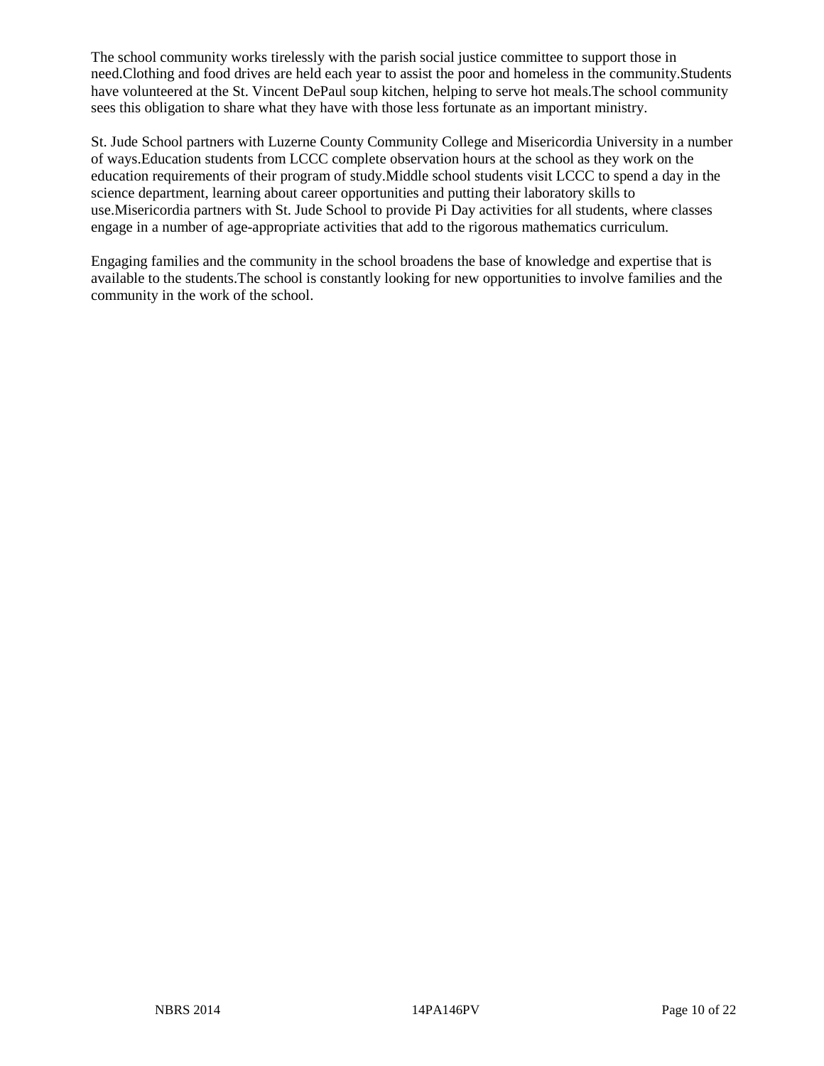The school community works tirelessly with the parish social justice committee to support those in need.Clothing and food drives are held each year to assist the poor and homeless in the community.Students have volunteered at the St. Vincent DePaul soup kitchen, helping to serve hot meals.The school community sees this obligation to share what they have with those less fortunate as an important ministry.

St. Jude School partners with Luzerne County Community College and Misericordia University in a number of ways.Education students from LCCC complete observation hours at the school as they work on the education requirements of their program of study.Middle school students visit LCCC to spend a day in the science department, learning about career opportunities and putting their laboratory skills to use.Misericordia partners with St. Jude School to provide Pi Day activities for all students, where classes engage in a number of age-appropriate activities that add to the rigorous mathematics curriculum.

Engaging families and the community in the school broadens the base of knowledge and expertise that is available to the students.The school is constantly looking for new opportunities to involve families and the community in the work of the school.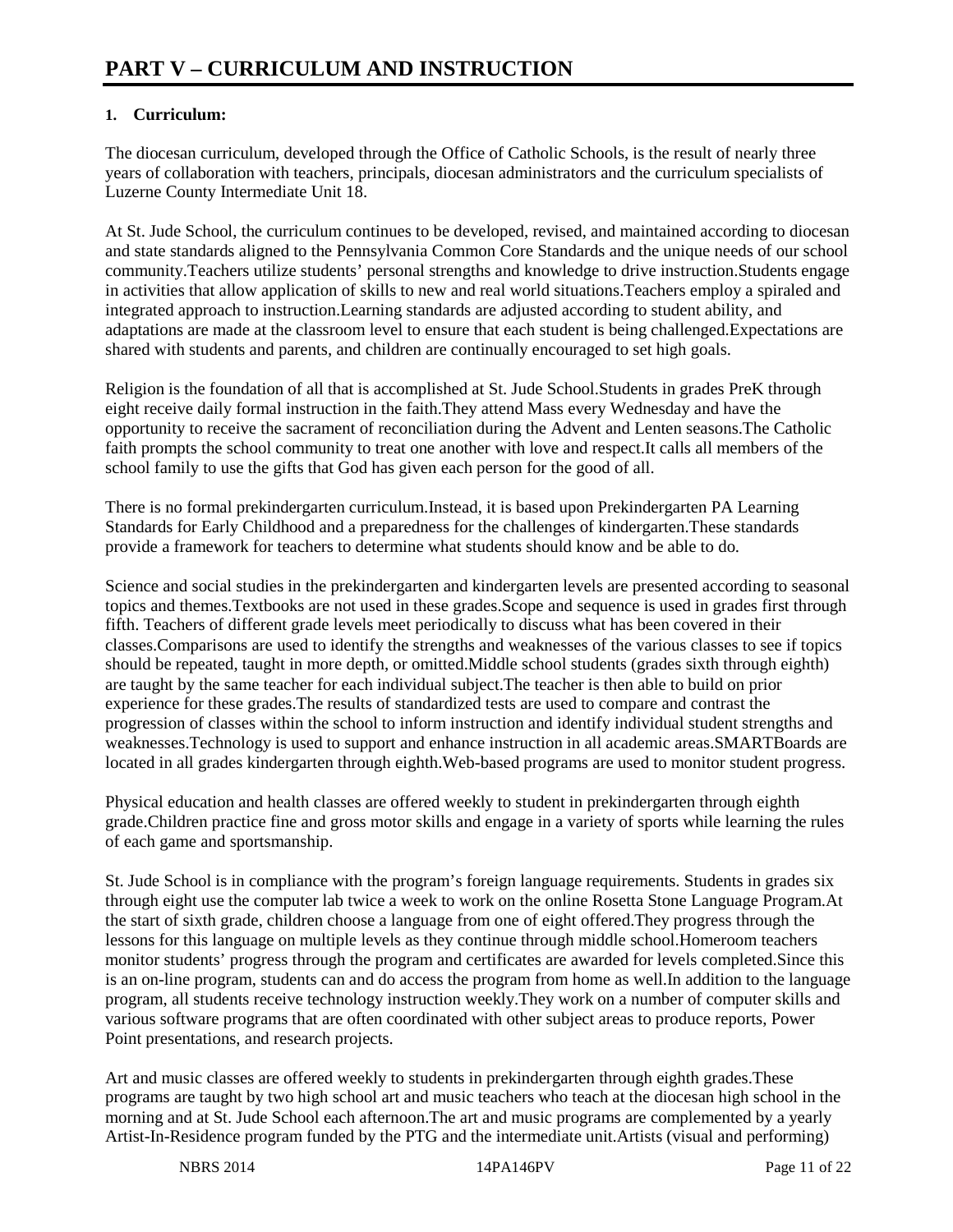# PART V – CURRICULUM AND INSTRUCTION

## 1. Curriculum:

The diocesan curriculum, developed through the Office of Catholic Schools, is the result of nearly three years of collaboration with teachers, principals, diocesan administrators and the curriculum specialists of Luzerne County Intermediate Unit 18.

At St. Jude School, the curriculum continues to be developed, revised, and maintained according to diocesan and state standards aligned to the Pennsylvania Common Core Standards and the unique needs of our school community.Teachers utilize students' personal strengths and knowledge to drive instruction.Students engage in activities that allow application of skills to new and real world situations.Teachers employ a spiraled and integrated approach to instruction.Learning standards are adjusted according to student ability, and adaptations are made at the classroom level to ensure that each student is being challenged.Expectations are shared with students and parents, and children are continually encouraged to set high goals.

Religion is the foundation of all that is accomplished at St. Jude School.Students in grades PreK through eight receive daily formal instruction in the faith.They attend Mass every Wednesday and have the opportunity to receive the sacrament of reconciliation during the Advent and Lenten seasons.The Catholic faith prompts the school community to treat one another with love and respect.It calls all members of the school family to use the gifts that God has given each person for the good of all.

There is no formal prekindergarten curriculum.Instead, it is based upon Prekindergarten PA Learning Standards for Early Childhood and a preparedness for the challenges of kindergarten.These standards provide a framework for teachers to determine what students should know and be able to do.

Science and social studies in the prekindergarten and kindergarten levels are presented according to seasonal topics and themes.Textbooks are not used in these grades.Scope and sequence is used in grades first through fifth. Teachers of different grade levels meet periodically to discuss what has been covered in their classes.Comparisons are used to identify the strengths and weaknesses of the various classes to see if topics should be repeated, taught in more depth, or omitted.Middle school students (grades sixth through eighth) are taught by the same teacher for each individual subject.The teacher is then able to build on prior experience for these grades.The results of standardized tests are used to compare and contrast the progression of classes within the school to inform instruction and identify individual student strengths and weaknesses.Technology is used to support and enhance instruction in all academic areas.SMARTBoards are located in all grades kindergarten through eighth.Web-based programs are used to monitor student progress.

Physical education and health classes are offered weekly to student in prekindergarten through eighth grade.Children practice fine and gross motor skills and engage in a variety of sports while learning the rules of each game and sportsmanship.

St. Jude School is in compliance with the program's foreign language requirements. Students in grades six through eight use the computer lab twice a week to work on the online Rosetta Stone Language Program.At the start of sixth grade, children choose a language from one of eight offered.They progress through the lessons for this language on multiple levels as they continue through middle school.Homeroom teachers monitor students' progress through the program and certificates are awarded for levels completed.Since this is an on-line program, students can and do access the program from home as well.In addition to the language program, all students receive technology instruction weekly.They work on a number of computer skills and various software programs that are often coordinated with other subject areas to produce reports, Power Point presentations, and research projects.

Art and music classes are offered weekly to students in prekindergarten through eighth grades.These programs are taught by two high school art and music teachers who teach at the diocesan high school in the morning and at St. Jude School each afternoon.The art and music programs are complemented by a yearly Artist-In-Residence program funded by the PTG and the intermediate unit.Artists (visual and performing)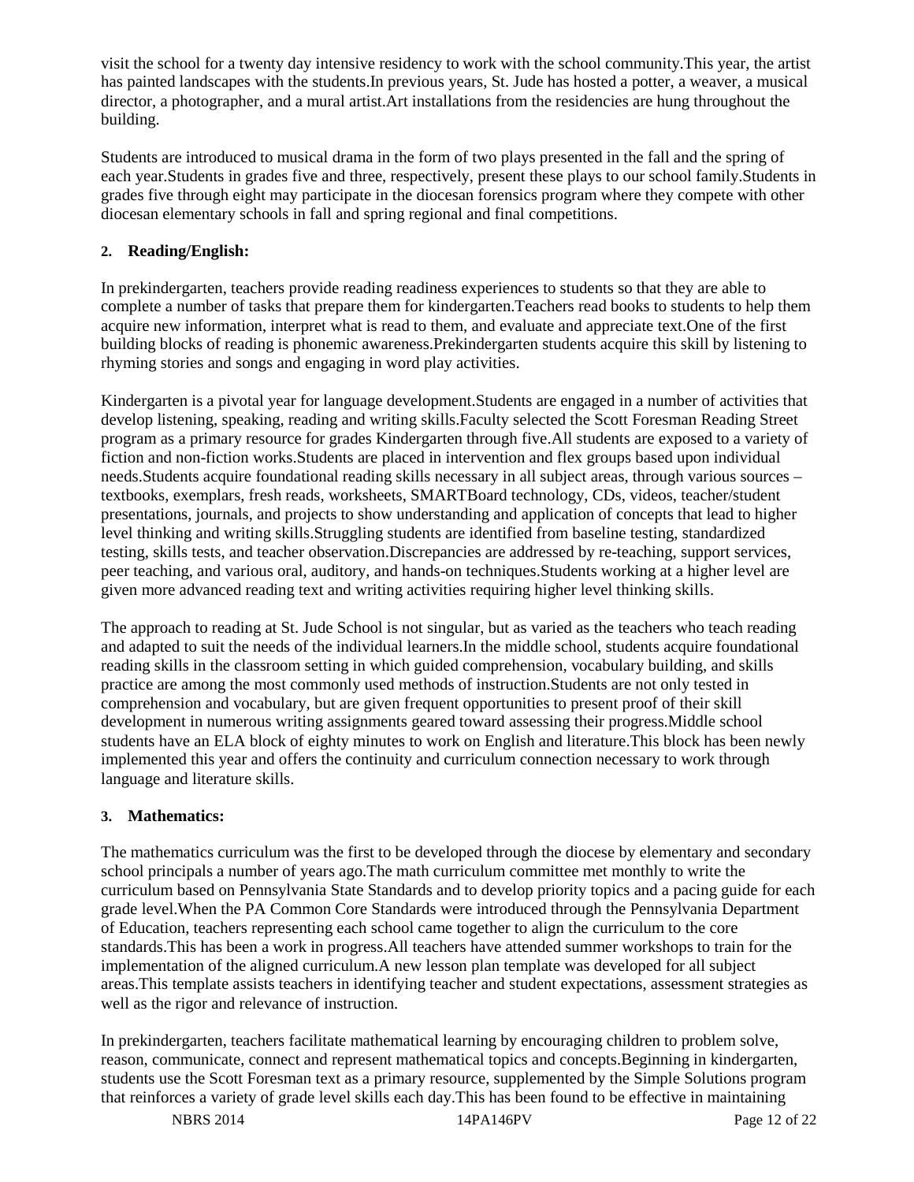visit the school for a twenty day intensive residency to work with the school community.This year, the artist has painted landscapes with the students.In previous years, St. Jude has hosted a potter, a weaver, a musical director, a photographer, and a mural artist.Art installations from the residencies are hung throughout the building.

Students are introduced to musical drama in the form of two plays presented in the fall and the spring of each year.Students in grades five and three, respectively, present these plays to our school family.Students in grades five through eight may participate in the diocesan forensics program where they compete with other diocesan elementary schools in fall and spring regional and final competitions.

**2. Reading/English:**

In prekindergarten, teachers provide reading readiness experiences to students so that they are able to complete a number of tasks that prepare them for kindergarten.Teachers read books to students to help them acquire new information, interpret what is read to them, and evaluate and appreciate text.One of the first building blocks of reading is phonemic awareness.Prekindergarten students acquire this skill by listening to rhyming stories and songs and engaging in word play activities.

Kindergarten is a pivotal year for language development.Students are engaged in a number of activities that develop listening, speaking, reading and writing skills.Faculty selected the Scott Foresman Reading Street program as a primary resource for grades Kindergarten through five.All students are exposed to a variety of fiction and non-fiction works.Students are placed in intervention and flex groups based upon individual needs.Students acquire foundational reading skills necessary in all subject areas, through various sources – textbooks, exemplars, fresh reads, worksheets, SMARTBoard technology, CDs, videos, teacher/student presentations, journals, and projects to show understanding and application of concepts that lead to higher level thinking and writing skills.Struggling students are identified from baseline testing, standardized testing, skills tests, and teacher observation.Discrepancies are addressed by re-teaching, support services, peer teaching, and various oral, auditory, and hands-on techniques.Students working at a higher level are given more advanced reading text and writing activities requiring higher level thinking skills.

The approach to reading at St. Jude School is not singular, but as varied as the teachers who teach reading and adapted to suit the needs of the individual learners.In the middle school, students acquire foundational reading skills in the classroom setting in which guided comprehension, vocabulary building, and skills practice are among the most commonly used methods of instruction.Students are not only tested in comprehension and vocabulary, but are given frequent opportunities to present proof of their skill development in numerous writing assignments geared toward assessing their progress.Middle school students have an ELA block of eighty minutes to work on English and literature.This block has been newly implemented this year and offers the continuity and curriculum connection necessary to work through language and literature skills.

**3. Mathematics:**

The mathematics curriculum was the first to be developed through the diocese by elementary and secondary school principals a number of years ago.The math curriculum committee met monthly to write the curriculum based on Pennsylvania State Standards and to develop priority topics and a pacing guide for each grade level.When the PA Common Core Standards were introduced through the Pennsylvania Department of Education, teachers representing each school came together to align the curriculum to the core standards.This has been a work in progress.All teachers have attended summer workshops to train for the implementation of the aligned curriculum.A new lesson plan template was developed for all subject areas.This template assists teachers in identifying teacher and student expectations, assessment strategies as well as the rigor and relevance of instruction.

In prekindergarten, teachers facilitate mathematical learning by encouraging children to problem solve, reason, communicate, connect and represent mathematical topics and concepts.Beginning in kindergarten, students use the Scott Foresman text as a primary resource, supplemented by the Simple Solutions program that reinforces a variety of grade level skills each day.This has been found to be effective in maintaining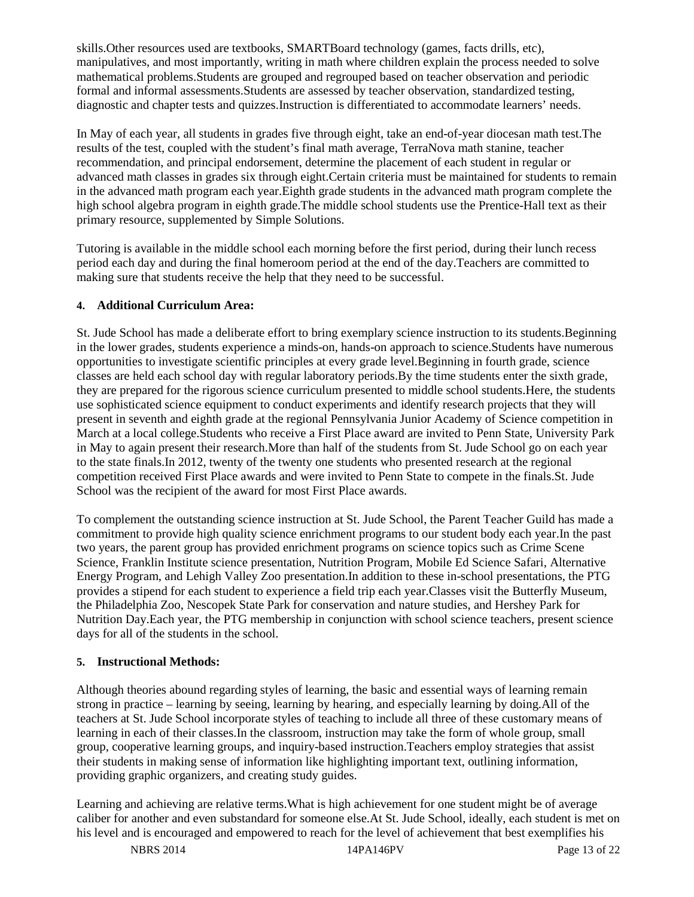skills.Other resources used are textbooks, SMARTBoard technology (games, facts drills, etc), manipulatives, and most importantly, writing in math where children explain the process needed to solve mathematical problems.Students are grouped and regrouped based on teacher observation and periodic formal and informal assessments.Students are assessed by teacher observation, standardized testing, diagnostic and chapter tests and quizzes.Instruction is differentiated to accommodate learners' needs.

In May of each year, all students in grades five through eight, take an end-of-year diocesan math test.The results of the test, coupled with the student's final math average, TerraNova math stanine, teacher recommendation, and principal endorsement, determine the placement of each student in regular or advanced math classes in grades six through eight.Certain criteria must be maintained for students to remain in the advanced math program each year.Eighth grade students in the advanced math program complete the high school algebra program in eighth grade.The middle school students use the Prentice-Hall text as their primary resource, supplemented by Simple Solutions.

Tutoring is available in the middle school each morning before the first period, during their lunch recess period each day and during the final homeroom period at the end of the day.Teachers are committed to making sure that students receive the help that they need to be successful.

**4. Additional Curriculum Area:**

St. Jude School has made a deliberate effort to bring exemplary science instruction to its students.Beginning in the lower grades, students experience a minds-on, hands-on approach to science.Students have numerous opportunities to investigate scientific principles at every grade level.Beginning in fourth grade, science classes are held each school day with regular laboratory periods.By the time students enter the sixth grade, they are prepared for the rigorous science curriculum presented to middle school students.Here, the students use sophisticated science equipment to conduct experiments and identify research projects that they will present in seventh and eighth grade at the regional Pennsylvania Junior Academy of Science competition in March at a local college.Students who receive a First Place award are invited to Penn State, University Park in May to again present their research.More than half of the students from St. Jude School go on each year to the state finals.In 2012, twenty of the twenty one students who presented research at the regional competition received First Place awards and were invited to Penn State to compete in the finals.St. Jude School was the recipient of the award for most First Place awards.

To complement the outstanding science instruction at St. Jude School, the Parent Teacher Guild has made a commitment to provide high quality science enrichment programs to our student body each year.In the past two years, the parent group has provided enrichment programs on science topics such as Crime Scene Science, Franklin Institute science presentation, Nutrition Program, Mobile Ed Science Safari, Alternative Energy Program, and Lehigh Valley Zoo presentation.In addition to these in-school presentations, the PTG provides a stipend for each student to experience a field trip each year.Classes visit the Butterfly Museum, the Philadelphia Zoo, Nescopek State Park for conservation and nature studies, and Hershey Park for Nutrition Day.Each year, the PTG membership in conjunction with school science teachers, present science days for all of the students in the school.

**5. Instructional Methods:**

Although theories abound regarding styles of learning, the basic and essential ways of learning remain strong in practice – learning by seeing, learning by hearing, and especially learning by doing.All of the teachers at St. Jude School incorporate styles of teaching to include all three of these customary means of learning in each of their classes.In the classroom, instruction may take the form of whole group, small group, cooperative learning groups, and inquiry-based instruction.Teachers employ strategies that assist their students in making sense of information like highlighting important text, outlining information, providing graphic organizers, and creating study guides.

Learning and achieving are relative terms.What is high achievement for one student might be of average caliber for another and even substandard for someone else.At St. Jude School, ideally, each student is met on his level and is encouraged and empowered to reach for the level of achievement that best exemplifies his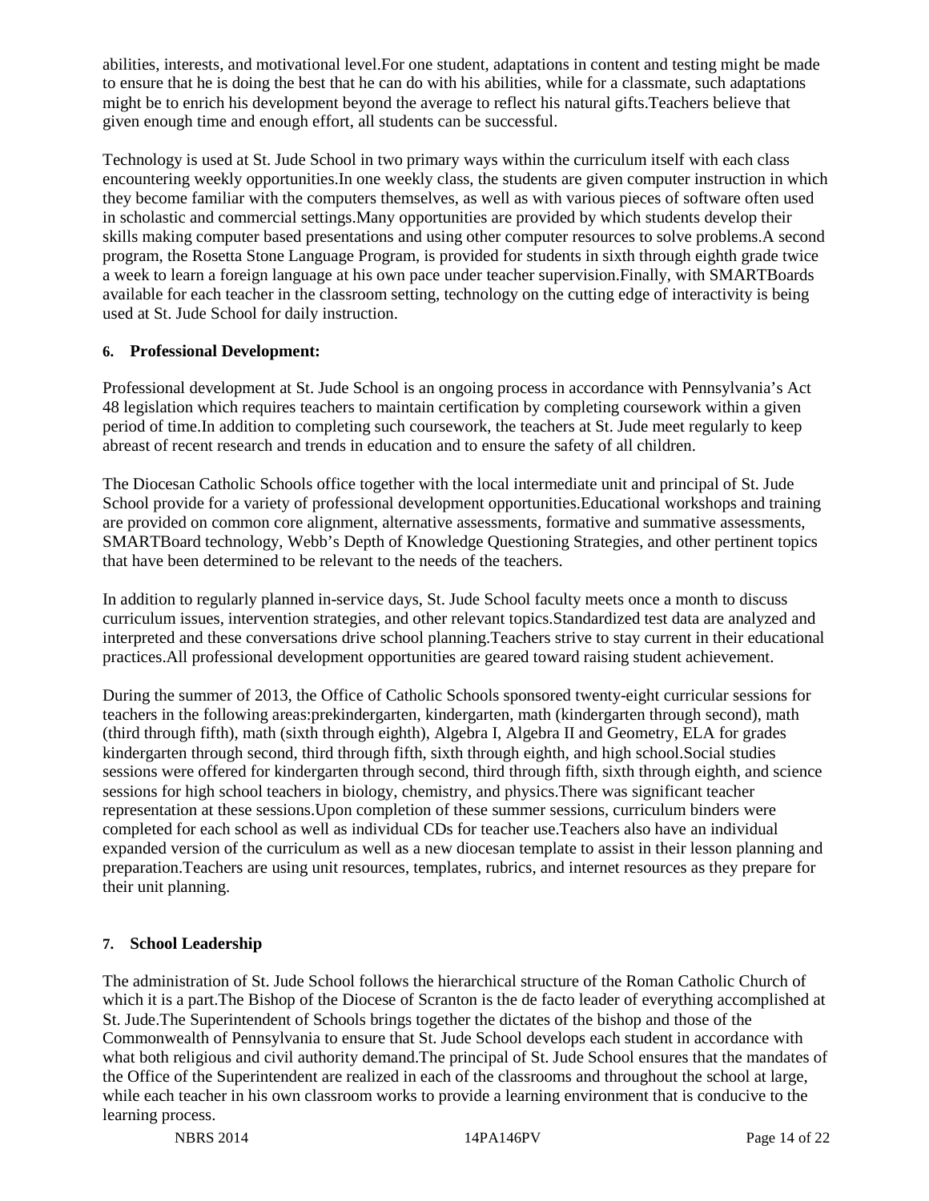abilities, interests, and motivational level.For one student, adaptations in content and testing might be made to ensure that he is doing the best that he can do with his abilities, while for a classmate, such adaptations might be to enrich his development beyond the average to reflect his natural gifts.Teachers believe that given enough time and enough effort, all students can be successful.

Technology is used at St. Jude School in two primary ways within the curriculum itself with each class encountering weekly opportunities.In one weekly class, the students are given computer instruction in which they become familiar with the computers themselves, as well as with various pieces of software often used in scholastic and commercial settings.Many opportunities are provided by which students develop their skills making computer based presentations and using other computer resources to solve problems.A second program, the Rosetta Stone Language Program, is provided for students in sixth through eighth grade twice a week to learn a foreign language at his own pace under teacher supervision.Finally, with SMARTBoards available for each teacher in the classroom setting, technology on the cutting edge of interactivity is being used at St. Jude School for daily instruction.

**6. Professional Development:**

Professional development at St. Jude School is an ongoing process in accordance with Pennsylvania's Act 48 legislation which requires teachers to maintain certification by completing coursework within a given period of time.In addition to completing such coursework, the teachers at St. Jude meet regularly to keep abreast of recent research and trends in education and to ensure the safety of all children.

The Diocesan Catholic Schools office together with the local intermediate unit and principal of St. Jude School provide for a variety of professional development opportunities.Educational workshops and training are provided on common core alignment, alternative assessments, formative and summative assessments, SMARTBoard technology, Webb's Depth of Knowledge Questioning Strategies, and other pertinent topics that have been determined to be relevant to the needs of the teachers.

In addition to regularly planned in-service days, St. Jude School faculty meets once a month to discuss curriculum issues, intervention strategies, and other relevant topics.Standardized test data are analyzed and interpreted and these conversations drive school planning.Teachers strive to stay current in their educational practices.All professional development opportunities are geared toward raising student achievement.

During the summer of 2013, the Office of Catholic Schools sponsored twenty-eight curricular sessions for teachers in the following areas:prekindergarten, kindergarten, math (kindergarten through second), math (third through fifth), math (sixth through eighth), Algebra I, Algebra II and Geometry, ELA for grades kindergarten through second, third through fifth, sixth through eighth, and high school.Social studies sessions were offered for kindergarten through second, third through fifth, sixth through eighth, and science sessions for high school teachers in biology, chemistry, and physics.There was significant teacher representation at these sessions.Upon completion of these summer sessions, curriculum binders were completed for each school as well as individual CDs for teacher use.Teachers also have an individual expanded version of the curriculum as well as a new diocesan template to assist in their lesson planning and preparation.Teachers are using unit resources, templates, rubrics, and internet resources as they prepare for their unit planning.

**7. School Leadership**

The administration of St. Jude School follows the hierarchical structure of the Roman Catholic Church of which it is a part.The Bishop of the Diocese of Scranton is the de facto leader of everything accomplished at St. Jude.The Superintendent of Schools brings together the dictates of the bishop and those of the Commonwealth of Pennsylvania to ensure that St. Jude School develops each student in accordance with what both religious and civil authority demand.The principal of St. Jude School ensures that the mandates of the Office of the Superintendent are realized in each of the classrooms and throughout the school at large, while each teacher in his own classroom works to provide a learning environment that is conducive to the learning process.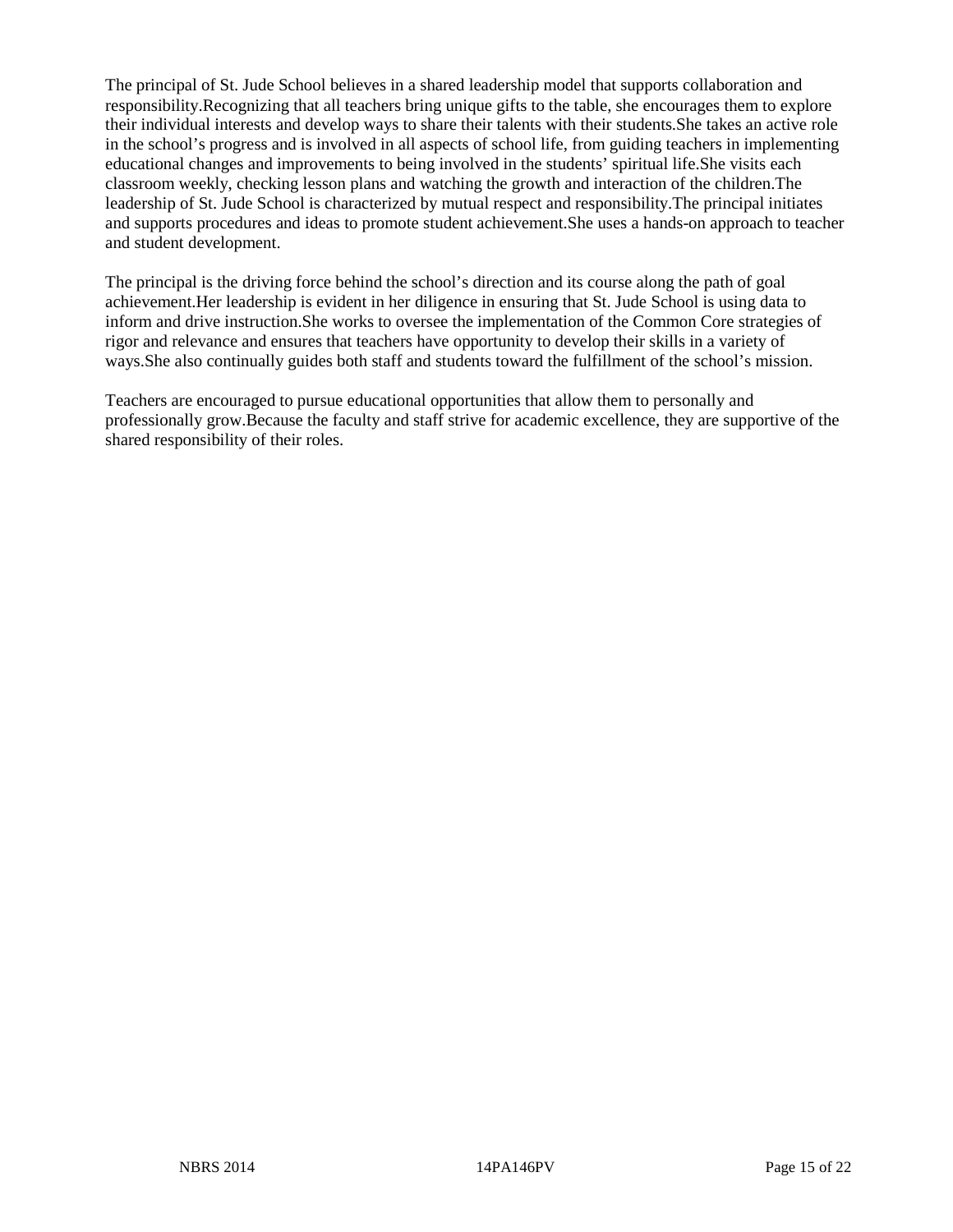The principal of St. Jude School believes in a shared leadership model that supports collaboration and responsibility.Recognizing that all teachers bring unique gifts to the table, she encourages them to explore their individual interests and develop ways to share their talents with their students.She takes an active role in the school's progress and is involved in all aspects of school life, from guiding teachers in implementing educational changes and improvements to being involved in the students' spiritual life.She visits each classroom weekly, checking lesson plans and watching the growth and interaction of the children.The leadership of St. Jude School is characterized by mutual respect and responsibility.The principal initiates and supports procedures and ideas to promote student achievement.She uses a hands-on approach to teacher and student development.

The principal is the driving force behind the school's direction and its course along the path of goal achievement.Her leadership is evident in her diligence in ensuring that St. Jude School is using data to inform and drive instruction.She works to oversee the implementation of the Common Core strategies of rigor and relevance and ensures that teachers have opportunity to develop their skills in a variety of ways.She also continually guides both staff and students toward the fulfillment of the school's mission.

Teachers are encouraged to pursue educational opportunities that allow them to personally and professionally grow.Because the faculty and staff strive for academic excellence, they are supportive of the shared responsibility of their roles.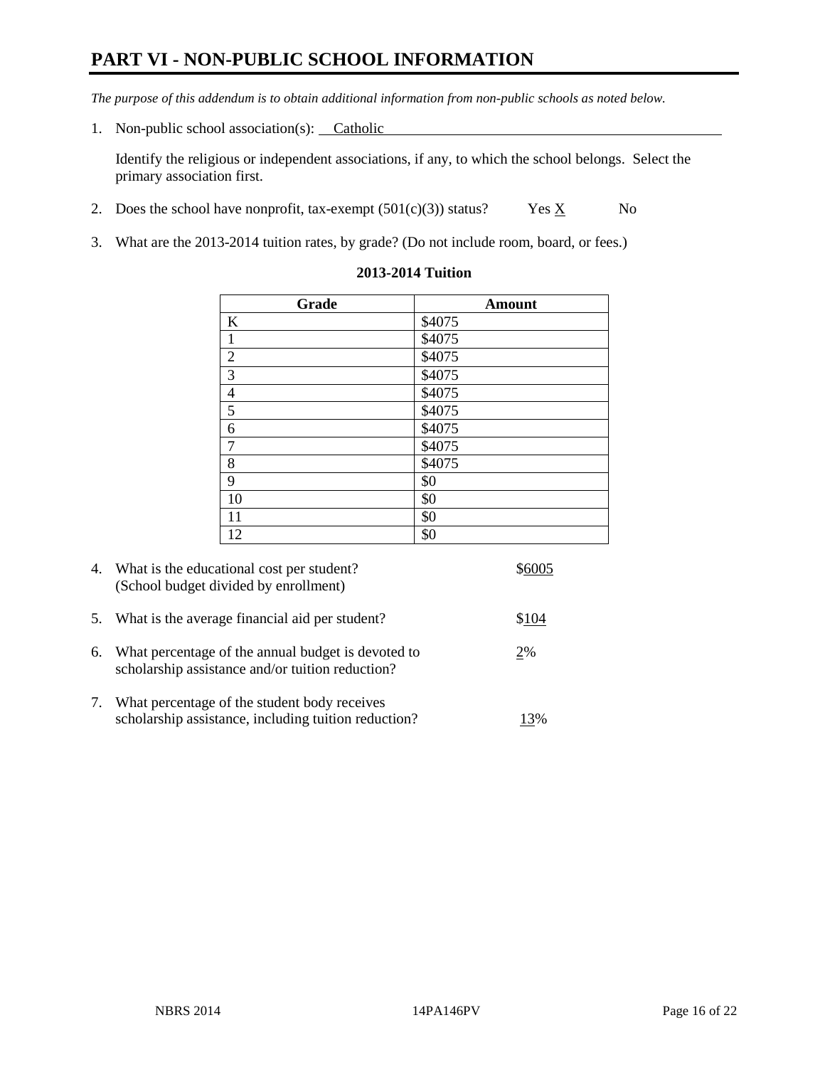# PART VI - NON-PUBLIC SCHOOL INFORMATION

*The purpose of this addendum is to obtain additional information from non-public schools as noted below.*

1. Non-public school association(s): Catholic

   Identify the religious or independent associations, if any, to which the school belongs. Select the primary association first.

2. Does the school have nonprofit, tax-exempt (501(c)(3)) status? Yes X No

3. What are the 2013-2014 tuition rates, by grade? (Do not include room, board, or fees.)

**2013-2014 Tuition**

| Grade | Amount |
|---|---|
| K | $4075 |
| 1 | $4075 |
| 2 | $4075 |
| 3 | $4075 |
| 4 | $4075 |
| 5 | $4075 |
| 6 | $4075 |
| 7 | $4075 |
| 8 | $4075 |
| 9 | $0 |
| 10 | $0 |
| 11 | $0 |
| 12 | $0 |

4. What is the educational cost per student? (School budget divided by enrollment) $6005

5. What is the average financial aid per student? $104

6. What percentage of the annual budget is devoted to scholarship assistance and/or tuition reduction? 2%

7. What percentage of the student body receives scholarship assistance, including tuition reduction? 13%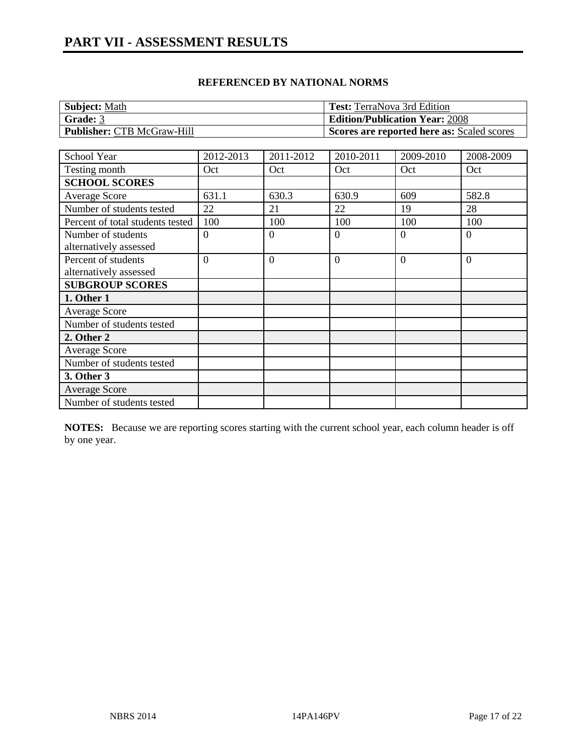# PART VII - ASSESSMENT RESULTS

### REFERENCED BY NATIONAL NORMS

| | |
|---|---|
| **Subject:** Math | **Test:** TerraNova 3rd Edition |
| **Grade:** 3 | **Edition/Publication Year:** 2008 |
| **Publisher:** CTB McGraw-Hill | **Scores are reported here as:** Scaled scores |

| School Year | 2012-2013 | 2011-2012 | 2010-2011 | 2009-2010 | 2008-2009 |
|---|---|---|---|---|---|
| Testing month | Oct | Oct | Oct | Oct | Oct |
| **SCHOOL SCORES** | | | | | |
| Average Score | 631.1 | 630.3 | 630.9 | 609 | 582.8 |
| Number of students tested | 22 | 21 | 22 | 19 | 28 |
| Percent of total students tested | 100 | 100 | 100 | 100 | 100 |
| Number of students alternatively assessed | 0 | 0 | 0 | 0 | 0 |
| Percent of students alternatively assessed | 0 | 0 | 0 | 0 | 0 |
| **SUBGROUP SCORES** | | | | | |
| **1. Other 1** | | | | | |
| Average Score | | | | | |
| Number of students tested | | | | | |
| **2. Other 2** | | | | | |
| Average Score | | | | | |
| Number of students tested | | | | | |
| **3. Other 3** | | | | | |
| Average Score | | | | | |
| Number of students tested | | | | | |

**NOTES:** Because we are reporting scores starting with the current school year, each column header is off by one year.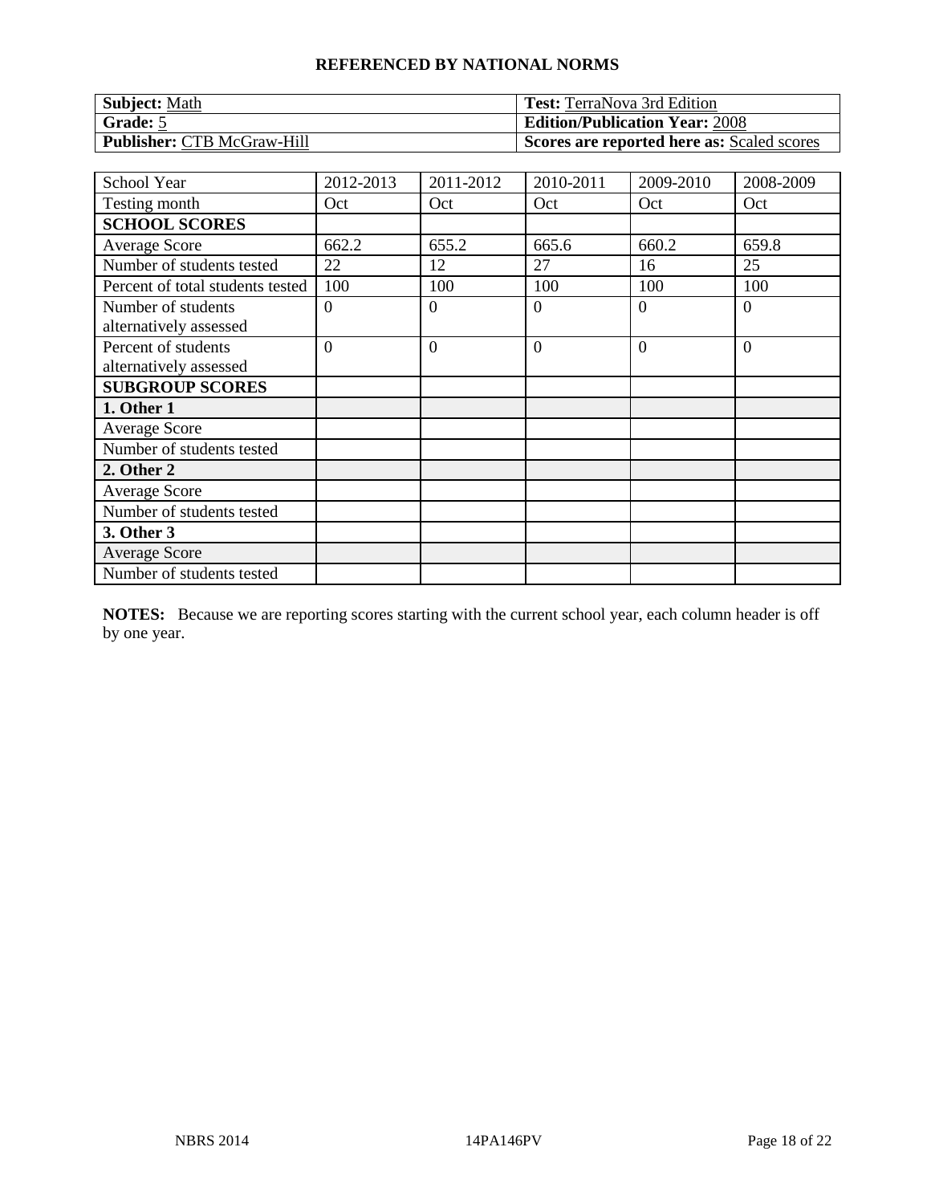**REFERENCED BY NATIONAL NORMS**

| | |
|---|---|
| **Subject:** Math | **Test:** TerraNova 3rd Edition |
| **Grade:** 5 | **Edition/Publication Year:** 2008 |
| **Publisher:** CTB McGraw-Hill | **Scores are reported here as:** Scaled scores |

| School Year | 2012-2013 | 2011-2012 | 2010-2011 | 2009-2010 | 2008-2009 |
|---|---|---|---|---|---|
| Testing month | Oct | Oct | Oct | Oct | Oct |
| **SCHOOL SCORES** | | | | | |
| Average Score | 662.2 | 655.2 | 665.6 | 660.2 | 659.8 |
| Number of students tested | 22 | 12 | 27 | 16 | 25 |
| Percent of total students tested | 100 | 100 | 100 | 100 | 100 |
| Number of students alternatively assessed | 0 | 0 | 0 | 0 | 0 |
| Percent of students alternatively assessed | 0 | 0 | 0 | 0 | 0 |
| **SUBGROUP SCORES** | | | | | |
| **1. Other 1** | | | | | |
| Average Score | | | | | |
| Number of students tested | | | | | |
| **2. Other 2** | | | | | |
| Average Score | | | | | |
| Number of students tested | | | | | |
| **3. Other 3** | | | | | |
| Average Score | | | | | |
| Number of students tested | | | | | |

**NOTES:** Because we are reporting scores starting with the current school year, each column header is off by one year.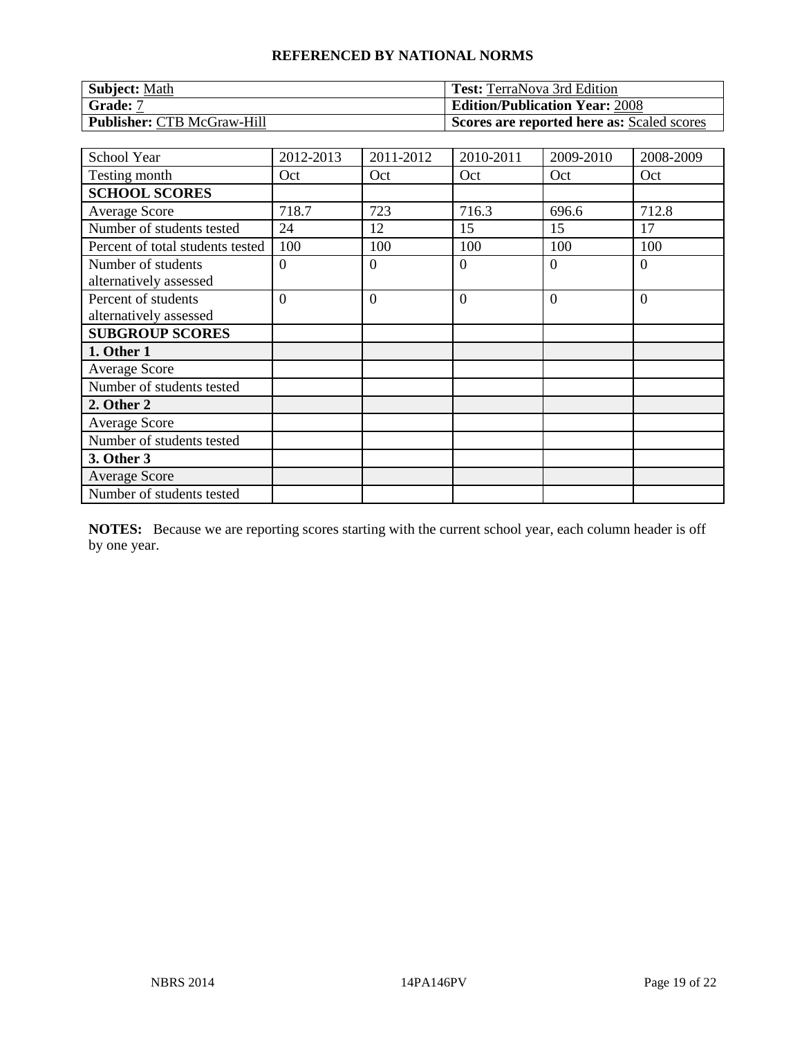**REFERENCED BY NATIONAL NORMS**

| | |
|---|---|
| **Subject:** Math | **Test:** TerraNova 3rd Edition |
| **Grade:** 7 | **Edition/Publication Year:** 2008 |
| **Publisher:** CTB McGraw-Hill | **Scores are reported here as:** Scaled scores |

| School Year | 2012-2013 | 2011-2012 | 2010-2011 | 2009-2010 | 2008-2009 |
|---|---|---|---|---|---|
| Testing month | Oct | Oct | Oct | Oct | Oct |
| **SCHOOL SCORES** | | | | | |
| Average Score | 718.7 | 723 | 716.3 | 696.6 | 712.8 |
| Number of students tested | 24 | 12 | 15 | 15 | 17 |
| Percent of total students tested | 100 | 100 | 100 | 100 | 100 |
| Number of students alternatively assessed | 0 | 0 | 0 | 0 | 0 |
| Percent of students alternatively assessed | 0 | 0 | 0 | 0 | 0 |
| **SUBGROUP SCORES** | | | | | |
| **1. Other 1** | | | | | |
| Average Score | | | | | |
| Number of students tested | | | | | |
| **2. Other 2** | | | | | |
| Average Score | | | | | |
| Number of students tested | | | | | |
| **3. Other 3** | | | | | |
| Average Score | | | | | |
| Number of students tested | | | | | |

**NOTES:** Because we are reporting scores starting with the current school year, each column header is off by one year.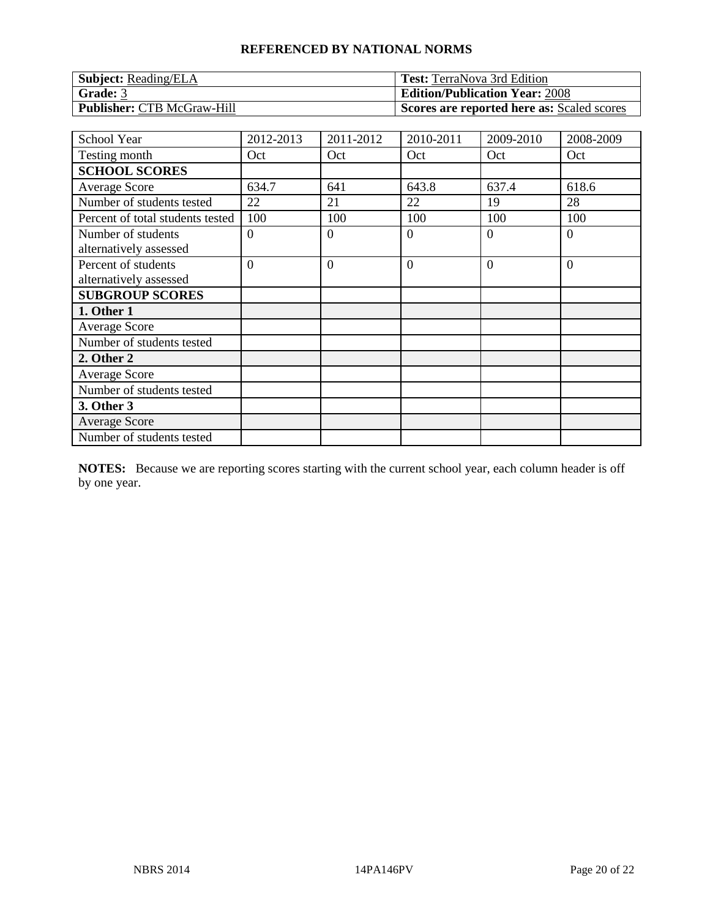**REFERENCED BY NATIONAL NORMS**

| | |
|---|---|
| **Subject:** Reading/ELA | **Test:** TerraNova 3rd Edition |
| **Grade:** 3 | **Edition/Publication Year:** 2008 |
| **Publisher:** CTB McGraw-Hill | **Scores are reported here as:** Scaled scores |

| School Year | 2012-2013 | 2011-2012 | 2010-2011 | 2009-2010 | 2008-2009 |
|---|---|---|---|---|---|
| Testing month | Oct | Oct | Oct | Oct | Oct |
| **SCHOOL SCORES** | | | | | |
| Average Score | 634.7 | 641 | 643.8 | 637.4 | 618.6 |
| Number of students tested | 22 | 21 | 22 | 19 | 28 |
| Percent of total students tested | 100 | 100 | 100 | 100 | 100 |
| Number of students alternatively assessed | 0 | 0 | 0 | 0 | 0 |
| Percent of students alternatively assessed | 0 | 0 | 0 | 0 | 0 |
| **SUBGROUP SCORES** | | | | | |
| **1. Other 1** | | | | | |
| Average Score | | | | | |
| Number of students tested | | | | | |
| **2. Other 2** | | | | | |
| Average Score | | | | | |
| Number of students tested | | | | | |
| **3. Other 3** | | | | | |
| Average Score | | | | | |
| Number of students tested | | | | | |

**NOTES:** Because we are reporting scores starting with the current school year, each column header is off by one year.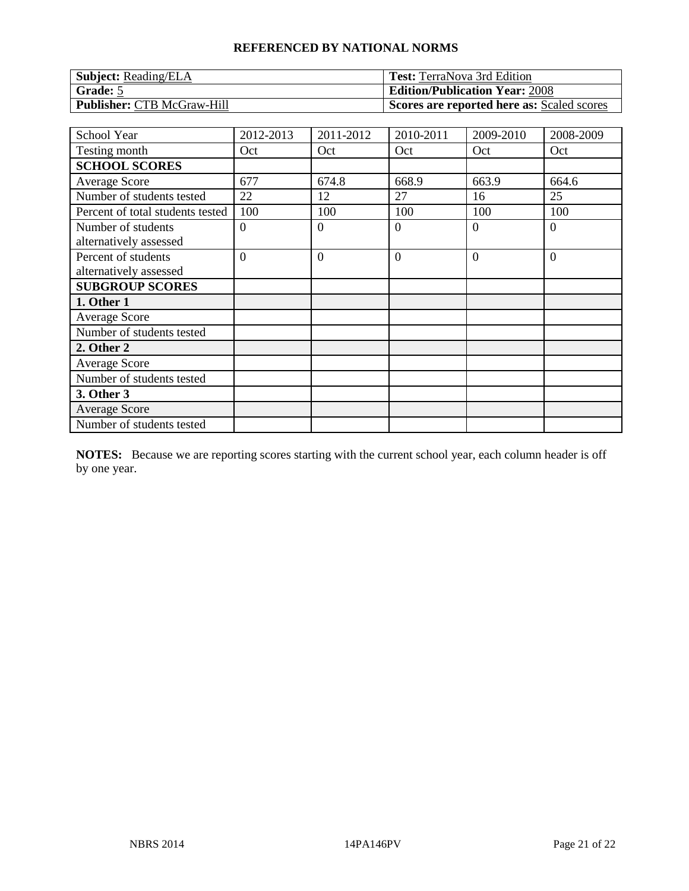**REFERENCED BY NATIONAL NORMS**

| | |
|---|---|
| **Subject:** Reading/ELA | **Test:** TerraNova 3rd Edition |
| **Grade:** 5 | **Edition/Publication Year:** 2008 |
| **Publisher:** CTB McGraw-Hill | **Scores are reported here as:** Scaled scores |

| School Year | 2012-2013 | 2011-2012 | 2010-2011 | 2009-2010 | 2008-2009 |
|---|---|---|---|---|---|
| Testing month | Oct | Oct | Oct | Oct | Oct |
| **SCHOOL SCORES** | | | | | |
| Average Score | 677 | 674.8 | 668.9 | 663.9 | 664.6 |
| Number of students tested | 22 | 12 | 27 | 16 | 25 |
| Percent of total students tested | 100 | 100 | 100 | 100 | 100 |
| Number of students alternatively assessed | 0 | 0 | 0 | 0 | 0 |
| Percent of students alternatively assessed | 0 | 0 | 0 | 0 | 0 |
| **SUBGROUP SCORES** | | | | | |
| **1. Other 1** | | | | | |
| Average Score | | | | | |
| Number of students tested | | | | | |
| **2. Other 2** | | | | | |
| Average Score | | | | | |
| Number of students tested | | | | | |
| **3. Other 3** | | | | | |
| Average Score | | | | | |
| Number of students tested | | | | | |

**NOTES:** Because we are reporting scores starting with the current school year, each column header is off by one year.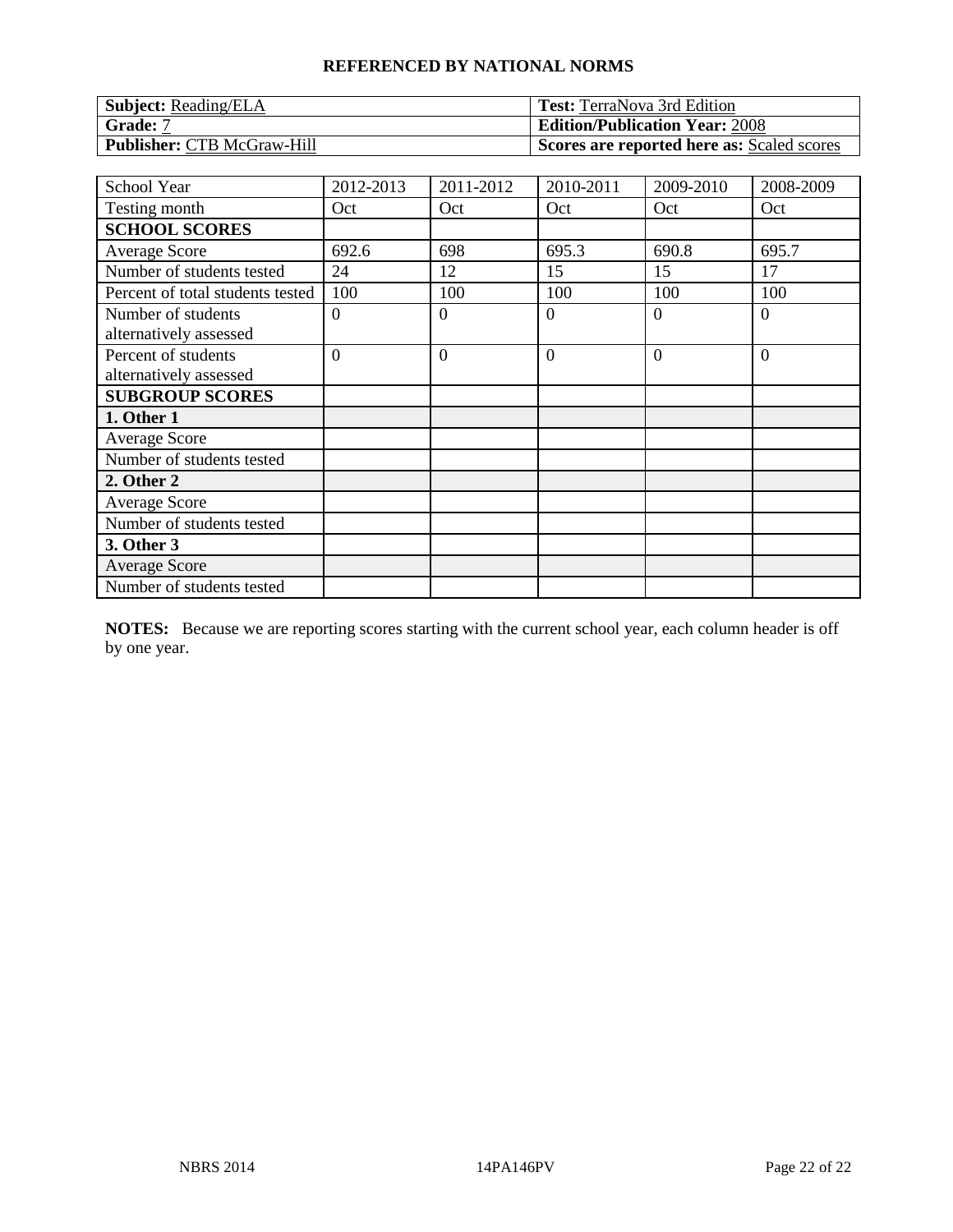## REFERENCED BY NATIONAL NORMS

| | |
|---|---|
| **Subject:** Reading/ELA | **Test:** TerraNova 3rd Edition |
| **Grade:** 7 | **Edition/Publication Year:** 2008 |
| **Publisher:** CTB McGraw-Hill | **Scores are reported here as:** Scaled scores |

| School Year | 2012-2013 | 2011-2012 | 2010-2011 | 2009-2010 | 2008-2009 |
|---|---|---|---|---|---|
| Testing month | Oct | Oct | Oct | Oct | Oct |
| **SCHOOL SCORES** | | | | | |
| Average Score | 692.6 | 698 | 695.3 | 690.8 | 695.7 |
| Number of students tested | 24 | 12 | 15 | 15 | 17 |
| Percent of total students tested | 100 | 100 | 100 | 100 | 100 |
| Number of students alternatively assessed | 0 | 0 | 0 | 0 | 0 |
| Percent of students alternatively assessed | 0 | 0 | 0 | 0 | 0 |
| **SUBGROUP SCORES** | | | | | |
| **1. Other 1** | | | | | |
| Average Score | | | | | |
| Number of students tested | | | | | |
| **2. Other 2** | | | | | |
| Average Score | | | | | |
| Number of students tested | | | | | |
| **3. Other 3** | | | | | |
| Average Score | | | | | |
| Number of students tested | | | | | |

**NOTES:** Because we are reporting scores starting with the current school year, each column header is off by one year.